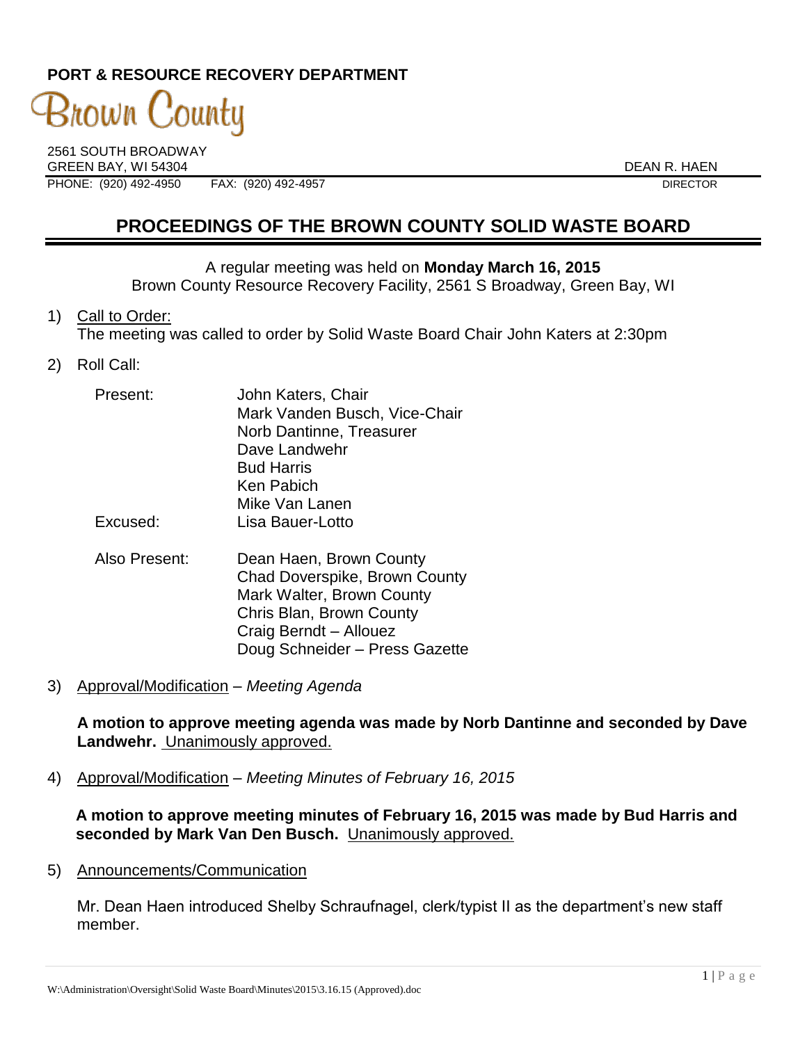**PORT & RESOURCE RECOVERY DEPARTMENT**

Brown County

2561 SOUTH BROADWAY
GREEN BAY, WI 54304
PHONE: (920) 492-4950 FAX: (920) 492-4957

DEAN R. HAEN
DIRECTOR

# PROCEEDINGS OF THE BROWN COUNTY SOLID WASTE BOARD

A regular meeting was held on **Monday March 16, 2015**
Brown County Resource Recovery Facility, 2561 S Broadway, Green Bay, WI

1) Call to Order:
The meeting was called to order by Solid Waste Board Chair John Katers at 2:30pm

2) Roll Call:

| | |
|---|---|
| Present: | John Katers, Chair<br>Mark Vanden Busch, Vice-Chair<br>Norb Dantinne, Treasurer<br>Dave Landwehr<br>Bud Harris<br>Ken Pabich<br>Mike Van Lanen |
| Excused: | Lisa Bauer-Lotto |
| Also Present: | Dean Haen, Brown County<br>Chad Doverspike, Brown County<br>Mark Walter, Brown County<br>Chris Blan, Brown County<br>Craig Berndt – Allouez<br>Doug Schneider – Press Gazette |

3) Approval/Modification – *Meeting Agenda*

**A motion to approve meeting agenda was made by Norb Dantinne and seconded by Dave Landwehr.** Unanimously approved.

4) Approval/Modification – *Meeting Minutes of February 16, 2015*

**A motion to approve meeting minutes of February 16, 2015 was made by Bud Harris and seconded by Mark Van Den Busch.** Unanimously approved.

5) Announcements/Communication

Mr. Dean Haen introduced Shelby Schraufnagel, clerk/typist II as the department's new staff member.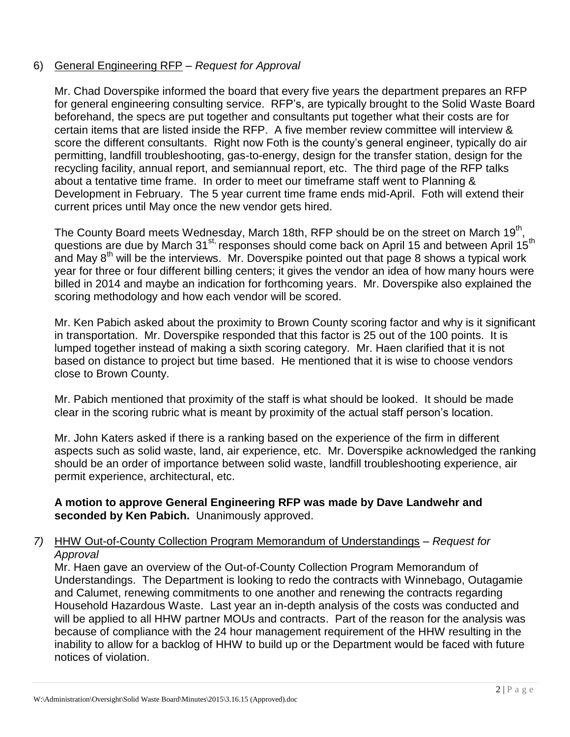6) General Engineering RFP – *Request for Approval*

Mr. Chad Doverspike informed the board that every five years the department prepares an RFP for general engineering consulting service. RFP's, are typically brought to the Solid Waste Board beforehand, the specs are put together and consultants put together what their costs are for certain items that are listed inside the RFP. A five member review committee will interview & score the different consultants. Right now Foth is the county's general engineer, typically do air permitting, landfill troubleshooting, gas-to-energy, design for the transfer station, design for the recycling facility, annual report, and semiannual report, etc. The third page of the RFP talks about a tentative time frame. In order to meet our timeframe staff went to Planning & Development in February. The 5 year current time frame ends mid-April. Foth will extend their current prices until May once the new vendor gets hired.

The County Board meets Wednesday, March 18th, RFP should be on the street on March 19th, questions are due by March 31st, responses should come back on April 15 and between April 15th and May 8th will be the interviews. Mr. Doverspike pointed out that page 8 shows a typical work year for three or four different billing centers; it gives the vendor an idea of how many hours were billed in 2014 and maybe an indication for forthcoming years. Mr. Doverspike also explained the scoring methodology and how each vendor will be scored.

Mr. Ken Pabich asked about the proximity to Brown County scoring factor and why is it significant in transportation. Mr. Doverspike responded that this factor is 25 out of the 100 points. It is lumped together instead of making a sixth scoring category. Mr. Haen clarified that it is not based on distance to project but time based. He mentioned that it is wise to choose vendors close to Brown County.

Mr. Pabich mentioned that proximity of the staff is what should be looked. It should be made clear in the scoring rubric what is meant by proximity of the actual staff person's location.

Mr. John Katers asked if there is a ranking based on the experience of the firm in different aspects such as solid waste, land, air experience, etc. Mr. Doverspike acknowledged the ranking should be an order of importance between solid waste, landfill troubleshooting experience, air permit experience, architectural, etc.

**A motion to approve General Engineering RFP was made by Dave Landwehr and seconded by Ken Pabich.** Unanimously approved.

*7)* HHW Out-of-County Collection Program Memorandum of Understandings – *Request for Approval*

Mr. Haen gave an overview of the Out-of-County Collection Program Memorandum of Understandings. The Department is looking to redo the contracts with Winnebago, Outagamie and Calumet, renewing commitments to one another and renewing the contracts regarding Household Hazardous Waste. Last year an in-depth analysis of the costs was conducted and will be applied to all HHW partner MOUs and contracts. Part of the reason for the analysis was because of compliance with the 24 hour management requirement of the HHW resulting in the inability to allow for a backlog of HHW to build up or the Department would be faced with future notices of violation.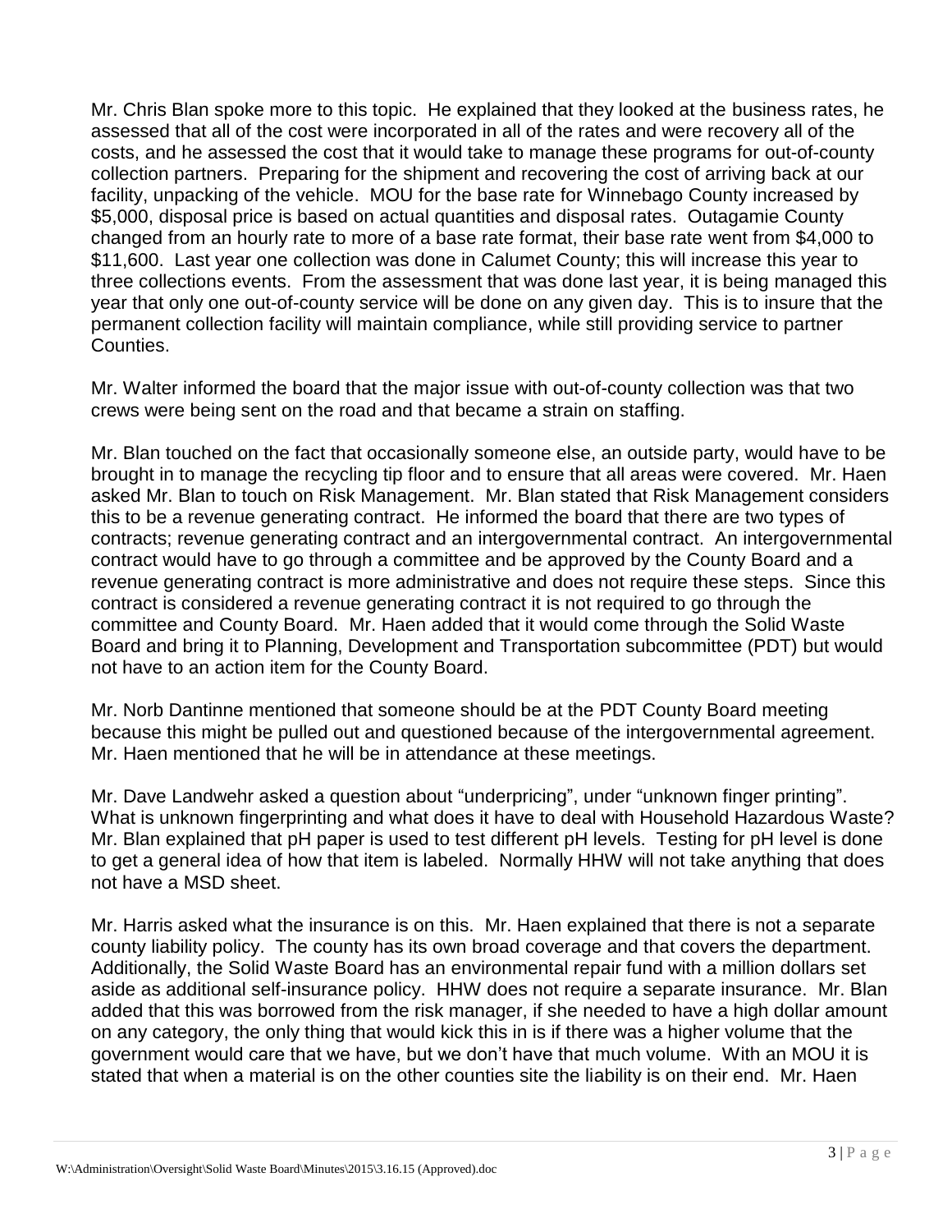Mr. Chris Blan spoke more to this topic. He explained that they looked at the business rates, he assessed that all of the cost were incorporated in all of the rates and were recovery all of the costs, and he assessed the cost that it would take to manage these programs for out-of-county collection partners. Preparing for the shipment and recovering the cost of arriving back at our facility, unpacking of the vehicle. MOU for the base rate for Winnebago County increased by $5,000, disposal price is based on actual quantities and disposal rates. Outagamie County changed from an hourly rate to more of a base rate format, their base rate went from $4,000 to $11,600. Last year one collection was done in Calumet County; this will increase this year to three collections events. From the assessment that was done last year, it is being managed this year that only one out-of-county service will be done on any given day. This is to insure that the permanent collection facility will maintain compliance, while still providing service to partner Counties.

Mr. Walter informed the board that the major issue with out-of-county collection was that two crews were being sent on the road and that became a strain on staffing.

Mr. Blan touched on the fact that occasionally someone else, an outside party, would have to be brought in to manage the recycling tip floor and to ensure that all areas were covered. Mr. Haen asked Mr. Blan to touch on Risk Management. Mr. Blan stated that Risk Management considers this to be a revenue generating contract. He informed the board that there are two types of contracts; revenue generating contract and an intergovernmental contract. An intergovernmental contract would have to go through a committee and be approved by the County Board and a revenue generating contract is more administrative and does not require these steps. Since this contract is considered a revenue generating contract it is not required to go through the committee and County Board. Mr. Haen added that it would come through the Solid Waste Board and bring it to Planning, Development and Transportation subcommittee (PDT) but would not have to an action item for the County Board.

Mr. Norb Dantinne mentioned that someone should be at the PDT County Board meeting because this might be pulled out and questioned because of the intergovernmental agreement. Mr. Haen mentioned that he will be in attendance at these meetings.

Mr. Dave Landwehr asked a question about "underpricing", under "unknown finger printing". What is unknown fingerprinting and what does it have to deal with Household Hazardous Waste? Mr. Blan explained that pH paper is used to test different pH levels. Testing for pH level is done to get a general idea of how that item is labeled. Normally HHW will not take anything that does not have a MSD sheet.

Mr. Harris asked what the insurance is on this. Mr. Haen explained that there is not a separate county liability policy. The county has its own broad coverage and that covers the department. Additionally, the Solid Waste Board has an environmental repair fund with a million dollars set aside as additional self-insurance policy. HHW does not require a separate insurance. Mr. Blan added that this was borrowed from the risk manager, if she needed to have a high dollar amount on any category, the only thing that would kick this in is if there was a higher volume that the government would care that we have, but we don't have that much volume. With an MOU it is stated that when a material is on the other counties site the liability is on their end. Mr. Haen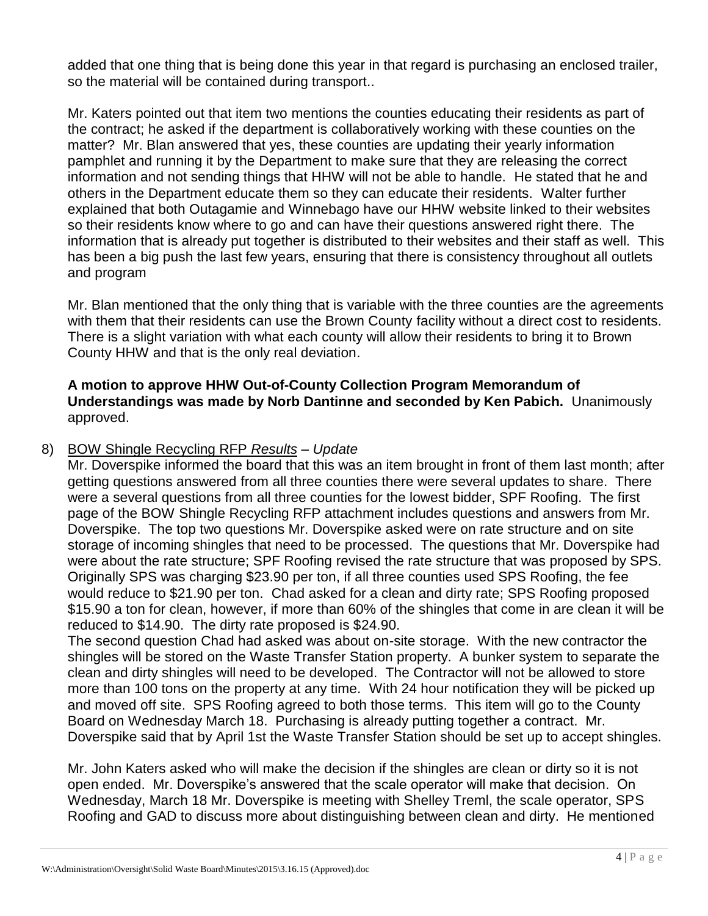added that one thing that is being done this year in that regard is purchasing an enclosed trailer, so the material will be contained during transport..

Mr. Katers pointed out that item two mentions the counties educating their residents as part of the contract; he asked if the department is collaboratively working with these counties on the matter? Mr. Blan answered that yes, these counties are updating their yearly information pamphlet and running it by the Department to make sure that they are releasing the correct information and not sending things that HHW will not be able to handle. He stated that he and others in the Department educate them so they can educate their residents. Walter further explained that both Outagamie and Winnebago have our HHW website linked to their websites so their residents know where to go and can have their questions answered right there. The information that is already put together is distributed to their websites and their staff as well. This has been a big push the last few years, ensuring that there is consistency throughout all outlets and program

Mr. Blan mentioned that the only thing that is variable with the three counties are the agreements with them that their residents can use the Brown County facility without a direct cost to residents. There is a slight variation with what each county will allow their residents to bring it to Brown County HHW and that is the only real deviation.

**A motion to approve HHW Out-of-County Collection Program Memorandum of Understandings was made by Norb Dantinne and seconded by Ken Pabich.** Unanimously approved.

8) <u>BOW Shingle Recycling RFP *Results*</u> – *Update*

Mr. Doverspike informed the board that this was an item brought in front of them last month; after getting questions answered from all three counties there were several updates to share. There were a several questions from all three counties for the lowest bidder, SPF Roofing. The first page of the BOW Shingle Recycling RFP attachment includes questions and answers from Mr. Doverspike. The top two questions Mr. Doverspike asked were on rate structure and on site storage of incoming shingles that need to be processed. The questions that Mr. Doverspike had were about the rate structure; SPF Roofing revised the rate structure that was proposed by SPS. Originally SPS was charging $23.90 per ton, if all three counties used SPS Roofing, the fee would reduce to $21.90 per ton. Chad asked for a clean and dirty rate; SPS Roofing proposed $15.90 a ton for clean, however, if more than 60% of the shingles that come in are clean it will be reduced to $14.90. The dirty rate proposed is $24.90.

The second question Chad had asked was about on-site storage. With the new contractor the shingles will be stored on the Waste Transfer Station property. A bunker system to separate the clean and dirty shingles will need to be developed. The Contractor will not be allowed to store more than 100 tons on the property at any time. With 24 hour notification they will be picked up and moved off site. SPS Roofing agreed to both those terms. This item will go to the County Board on Wednesday March 18. Purchasing is already putting together a contract. Mr. Doverspike said that by April 1st the Waste Transfer Station should be set up to accept shingles.

Mr. John Katers asked who will make the decision if the shingles are clean or dirty so it is not open ended. Mr. Doverspike's answered that the scale operator will make that decision. On Wednesday, March 18 Mr. Doverspike is meeting with Shelley Treml, the scale operator, SPS Roofing and GAD to discuss more about distinguishing between clean and dirty. He mentioned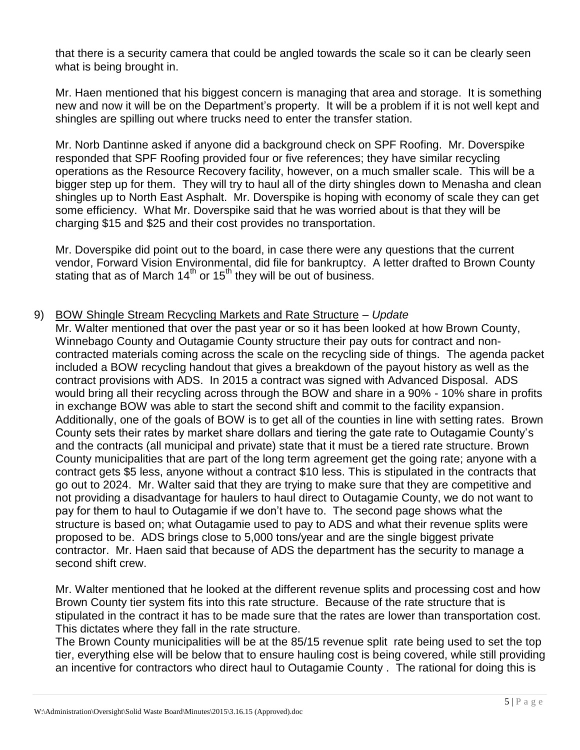that there is a security camera that could be angled towards the scale so it can be clearly seen what is being brought in.

Mr. Haen mentioned that his biggest concern is managing that area and storage. It is something new and now it will be on the Department's property. It will be a problem if it is not well kept and shingles are spilling out where trucks need to enter the transfer station.

Mr. Norb Dantinne asked if anyone did a background check on SPF Roofing. Mr. Doverspike responded that SPF Roofing provided four or five references; they have similar recycling operations as the Resource Recovery facility, however, on a much smaller scale. This will be a bigger step up for them. They will try to haul all of the dirty shingles down to Menasha and clean shingles up to North East Asphalt. Mr. Doverspike is hoping with economy of scale they can get some efficiency. What Mr. Doverspike said that he was worried about is that they will be charging $15 and $25 and their cost provides no transportation.

Mr. Doverspike did point out to the board, in case there were any questions that the current vendor, Forward Vision Environmental, did file for bankruptcy. A letter drafted to Brown County stating that as of March 14th or 15th they will be out of business.

9) BOW Shingle Stream Recycling Markets and Rate Structure – *Update*

Mr. Walter mentioned that over the past year or so it has been looked at how Brown County, Winnebago County and Outagamie County structure their pay outs for contract and non-contracted materials coming across the scale on the recycling side of things. The agenda packet included a BOW recycling handout that gives a breakdown of the payout history as well as the contract provisions with ADS. In 2015 a contract was signed with Advanced Disposal. ADS would bring all their recycling across through the BOW and share in a 90% - 10% share in profits in exchange BOW was able to start the second shift and commit to the facility expansion. Additionally, one of the goals of BOW is to get all of the counties in line with setting rates. Brown County sets their rates by market share dollars and tiering the gate rate to Outagamie County's and the contracts (all municipal and private) state that it must be a tiered rate structure. Brown County municipalities that are part of the long term agreement get the going rate; anyone with a contract gets $5 less, anyone without a contract $10 less. This is stipulated in the contracts that go out to 2024. Mr. Walter said that they are trying to make sure that they are competitive and not providing a disadvantage for haulers to haul direct to Outagamie County, we do not want to pay for them to haul to Outagamie if we don't have to. The second page shows what the structure is based on; what Outagamie used to pay to ADS and what their revenue splits were proposed to be. ADS brings close to 5,000 tons/year and are the single biggest private contractor. Mr. Haen said that because of ADS the department has the security to manage a second shift crew.

Mr. Walter mentioned that he looked at the different revenue splits and processing cost and how Brown County tier system fits into this rate structure. Because of the rate structure that is stipulated in the contract it has to be made sure that the rates are lower than transportation cost. This dictates where they fall in the rate structure.
The Brown County municipalities will be at the 85/15 revenue split rate being used to set the top tier, everything else will be below that to ensure hauling cost is being covered, while still providing an incentive for contractors who direct haul to Outagamie County . The rational for doing this is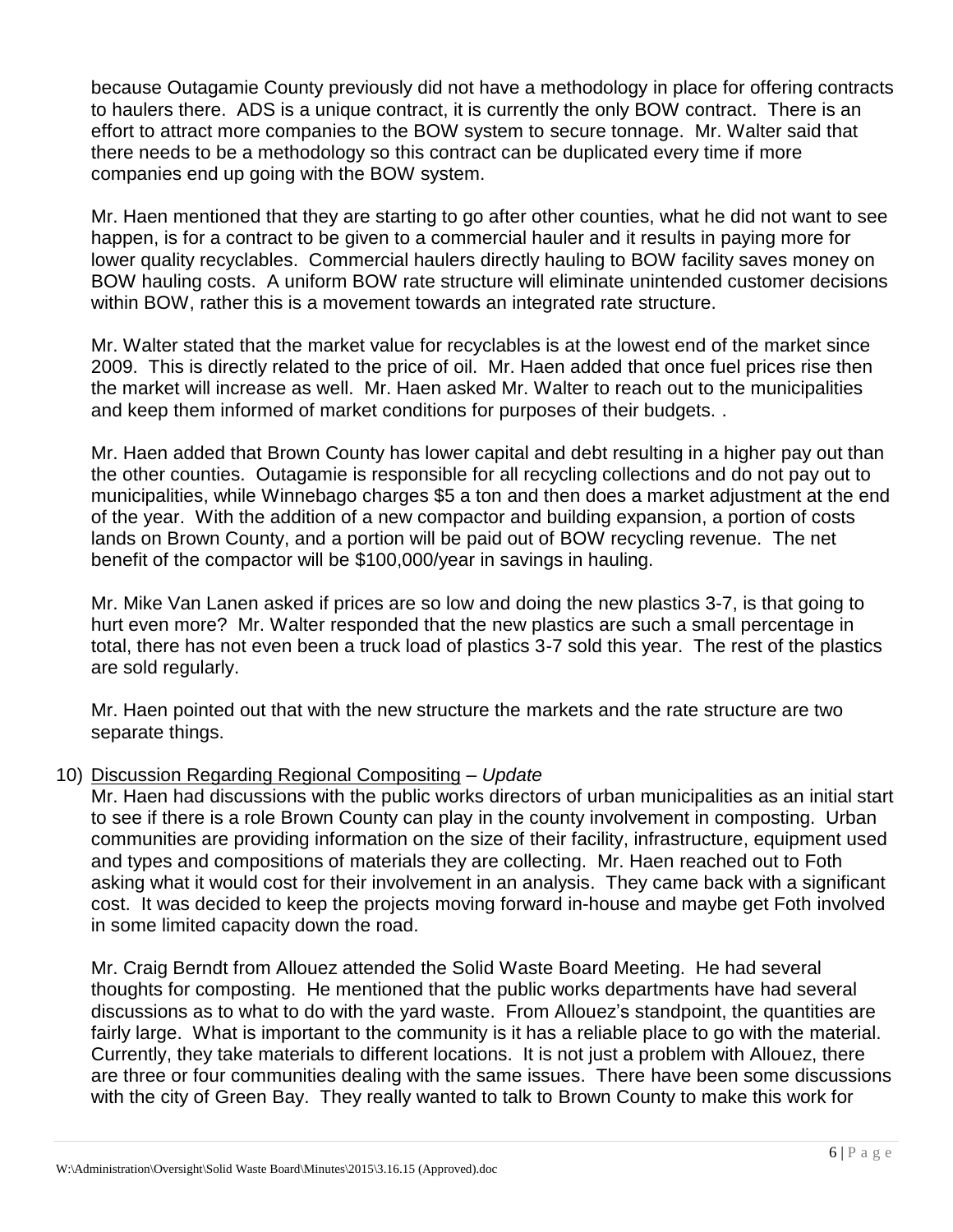because Outagamie County previously did not have a methodology in place for offering contracts to haulers there. ADS is a unique contract, it is currently the only BOW contract. There is an effort to attract more companies to the BOW system to secure tonnage. Mr. Walter said that there needs to be a methodology so this contract can be duplicated every time if more companies end up going with the BOW system.

Mr. Haen mentioned that they are starting to go after other counties, what he did not want to see happen, is for a contract to be given to a commercial hauler and it results in paying more for lower quality recyclables. Commercial haulers directly hauling to BOW facility saves money on BOW hauling costs. A uniform BOW rate structure will eliminate unintended customer decisions within BOW, rather this is a movement towards an integrated rate structure.

Mr. Walter stated that the market value for recyclables is at the lowest end of the market since 2009. This is directly related to the price of oil. Mr. Haen added that once fuel prices rise then the market will increase as well. Mr. Haen asked Mr. Walter to reach out to the municipalities and keep them informed of market conditions for purposes of their budgets. .

Mr. Haen added that Brown County has lower capital and debt resulting in a higher pay out than the other counties. Outagamie is responsible for all recycling collections and do not pay out to municipalities, while Winnebago charges $5 a ton and then does a market adjustment at the end of the year. With the addition of a new compactor and building expansion, a portion of costs lands on Brown County, and a portion will be paid out of BOW recycling revenue. The net benefit of the compactor will be $100,000/year in savings in hauling.

Mr. Mike Van Lanen asked if prices are so low and doing the new plastics 3-7, is that going to hurt even more? Mr. Walter responded that the new plastics are such a small percentage in total, there has not even been a truck load of plastics 3-7 sold this year. The rest of the plastics are sold regularly.

Mr. Haen pointed out that with the new structure the markets and the rate structure are two separate things.

10) <u>Discussion Regarding Regional Compositing</u> – *Update*

Mr. Haen had discussions with the public works directors of urban municipalities as an initial start to see if there is a role Brown County can play in the county involvement in composting. Urban communities are providing information on the size of their facility, infrastructure, equipment used and types and compositions of materials they are collecting. Mr. Haen reached out to Foth asking what it would cost for their involvement in an analysis. They came back with a significant cost. It was decided to keep the projects moving forward in-house and maybe get Foth involved in some limited capacity down the road.

Mr. Craig Berndt from Allouez attended the Solid Waste Board Meeting. He had several thoughts for composting. He mentioned that the public works departments have had several discussions as to what to do with the yard waste. From Allouez's standpoint, the quantities are fairly large. What is important to the community is it has a reliable place to go with the material. Currently, they take materials to different locations. It is not just a problem with Allouez, there are three or four communities dealing with the same issues. There have been some discussions with the city of Green Bay. They really wanted to talk to Brown County to make this work for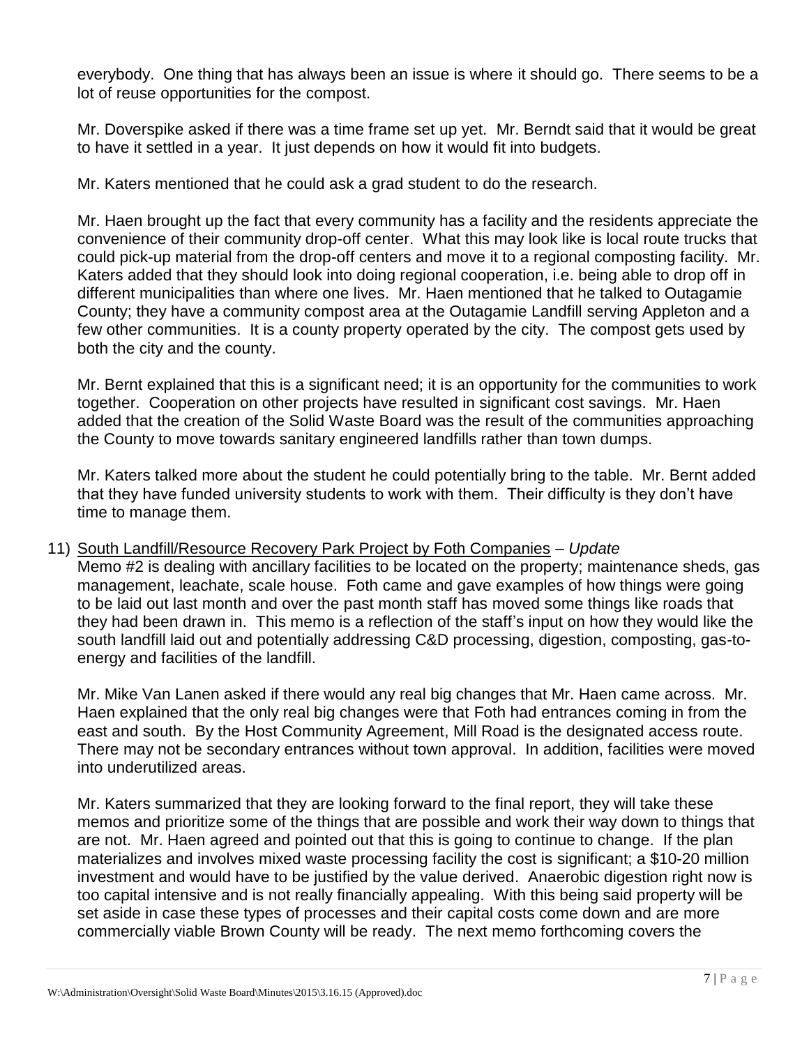everybody. One thing that has always been an issue is where it should go. There seems to be a lot of reuse opportunities for the compost.

Mr. Doverspike asked if there was a time frame set up yet. Mr. Berndt said that it would be great to have it settled in a year. It just depends on how it would fit into budgets.

Mr. Katers mentioned that he could ask a grad student to do the research.

Mr. Haen brought up the fact that every community has a facility and the residents appreciate the convenience of their community drop-off center. What this may look like is local route trucks that could pick-up material from the drop-off centers and move it to a regional composting facility. Mr. Katers added that they should look into doing regional cooperation, i.e. being able to drop off in different municipalities than where one lives. Mr. Haen mentioned that he talked to Outagamie County; they have a community compost area at the Outagamie Landfill serving Appleton and a few other communities. It is a county property operated by the city. The compost gets used by both the city and the county.

Mr. Bernt explained that this is a significant need; it is an opportunity for the communities to work together. Cooperation on other projects have resulted in significant cost savings. Mr. Haen added that the creation of the Solid Waste Board was the result of the communities approaching the County to move towards sanitary engineered landfills rather than town dumps.

Mr. Katers talked more about the student he could potentially bring to the table. Mr. Bernt added that they have funded university students to work with them. Their difficulty is they don't have time to manage them.

11) South Landfill/Resource Recovery Park Project by Foth Companies – *Update*

Memo #2 is dealing with ancillary facilities to be located on the property; maintenance sheds, gas management, leachate, scale house. Foth came and gave examples of how things were going to be laid out last month and over the past month staff has moved some things like roads that they had been drawn in. This memo is a reflection of the staff's input on how they would like the south landfill laid out and potentially addressing C&D processing, digestion, composting, gas-to-energy and facilities of the landfill.

Mr. Mike Van Lanen asked if there would any real big changes that Mr. Haen came across. Mr. Haen explained that the only real big changes were that Foth had entrances coming in from the east and south. By the Host Community Agreement, Mill Road is the designated access route. There may not be secondary entrances without town approval. In addition, facilities were moved into underutilized areas.

Mr. Katers summarized that they are looking forward to the final report, they will take these memos and prioritize some of the things that are possible and work their way down to things that are not. Mr. Haen agreed and pointed out that this is going to continue to change. If the plan materializes and involves mixed waste processing facility the cost is significant; a $10-20 million investment and would have to be justified by the value derived. Anaerobic digestion right now is too capital intensive and is not really financially appealing. With this being said property will be set aside in case these types of processes and their capital costs come down and are more commercially viable Brown County will be ready. The next memo forthcoming covers the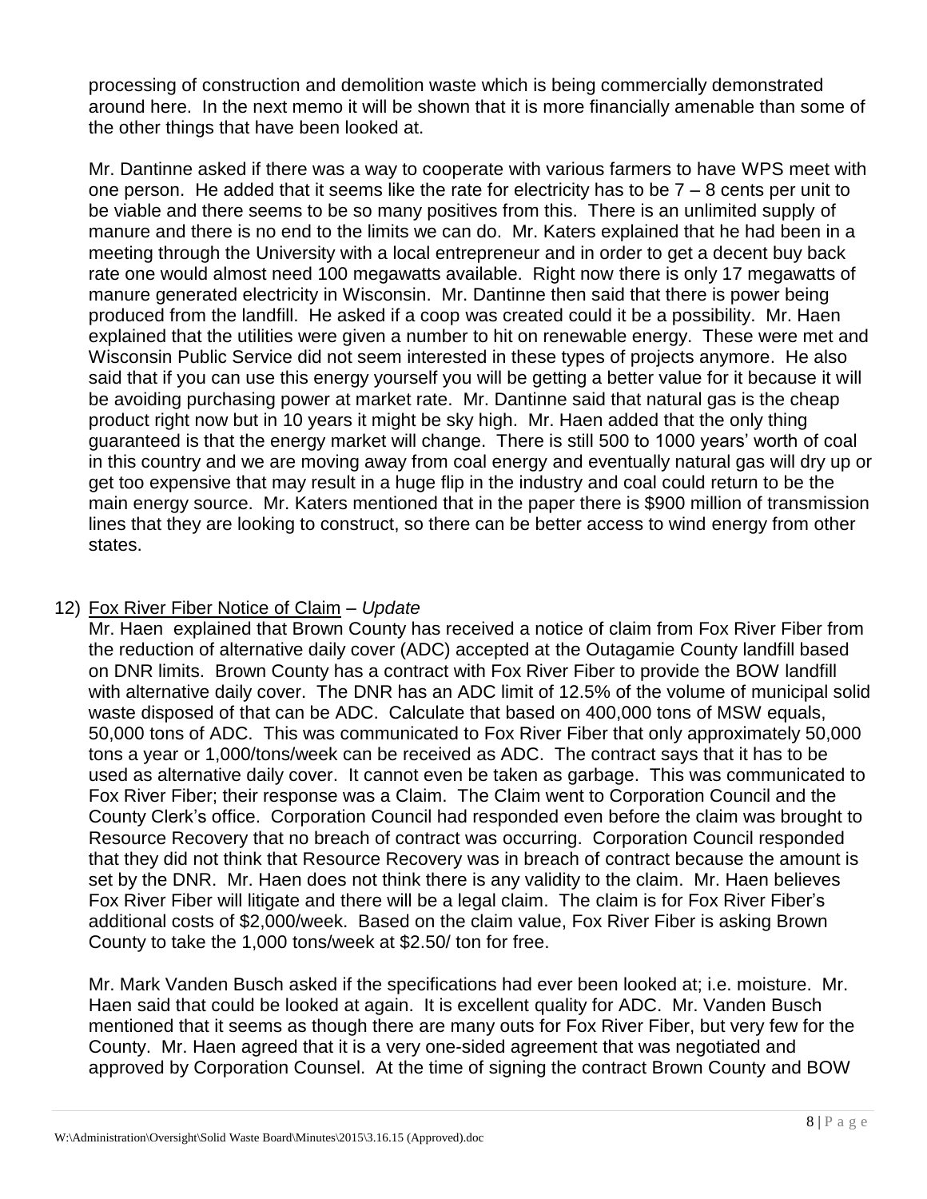processing of construction and demolition waste which is being commercially demonstrated around here. In the next memo it will be shown that it is more financially amenable than some of the other things that have been looked at.

Mr. Dantinne asked if there was a way to cooperate with various farmers to have WPS meet with one person. He added that it seems like the rate for electricity has to be 7 – 8 cents per unit to be viable and there seems to be so many positives from this. There is an unlimited supply of manure and there is no end to the limits we can do. Mr. Katers explained that he had been in a meeting through the University with a local entrepreneur and in order to get a decent buy back rate one would almost need 100 megawatts available. Right now there is only 17 megawatts of manure generated electricity in Wisconsin. Mr. Dantinne then said that there is power being produced from the landfill. He asked if a coop was created could it be a possibility. Mr. Haen explained that the utilities were given a number to hit on renewable energy. These were met and Wisconsin Public Service did not seem interested in these types of projects anymore. He also said that if you can use this energy yourself you will be getting a better value for it because it will be avoiding purchasing power at market rate. Mr. Dantinne said that natural gas is the cheap product right now but in 10 years it might be sky high. Mr. Haen added that the only thing guaranteed is that the energy market will change. There is still 500 to 1000 years' worth of coal in this country and we are moving away from coal energy and eventually natural gas will dry up or get too expensive that may result in a huge flip in the industry and coal could return to be the main energy source. Mr. Katers mentioned that in the paper there is $900 million of transmission lines that they are looking to construct, so there can be better access to wind energy from other states.

12) Fox River Fiber Notice of Claim – *Update*

Mr. Haen explained that Brown County has received a notice of claim from Fox River Fiber from the reduction of alternative daily cover (ADC) accepted at the Outagamie County landfill based on DNR limits. Brown County has a contract with Fox River Fiber to provide the BOW landfill with alternative daily cover. The DNR has an ADC limit of 12.5% of the volume of municipal solid waste disposed of that can be ADC. Calculate that based on 400,000 tons of MSW equals, 50,000 tons of ADC. This was communicated to Fox River Fiber that only approximately 50,000 tons a year or 1,000/tons/week can be received as ADC. The contract says that it has to be used as alternative daily cover. It cannot even be taken as garbage. This was communicated to Fox River Fiber; their response was a Claim. The Claim went to Corporation Council and the County Clerk's office. Corporation Council had responded even before the claim was brought to Resource Recovery that no breach of contract was occurring. Corporation Council responded that they did not think that Resource Recovery was in breach of contract because the amount is set by the DNR. Mr. Haen does not think there is any validity to the claim. Mr. Haen believes Fox River Fiber will litigate and there will be a legal claim. The claim is for Fox River Fiber's additional costs of $2,000/week. Based on the claim value, Fox River Fiber is asking Brown County to take the 1,000 tons/week at $2.50/ ton for free.

Mr. Mark Vanden Busch asked if the specifications had ever been looked at; i.e. moisture. Mr. Haen said that could be looked at again. It is excellent quality for ADC. Mr. Vanden Busch mentioned that it seems as though there are many outs for Fox River Fiber, but very few for the County. Mr. Haen agreed that it is a very one-sided agreement that was negotiated and approved by Corporation Counsel. At the time of signing the contract Brown County and BOW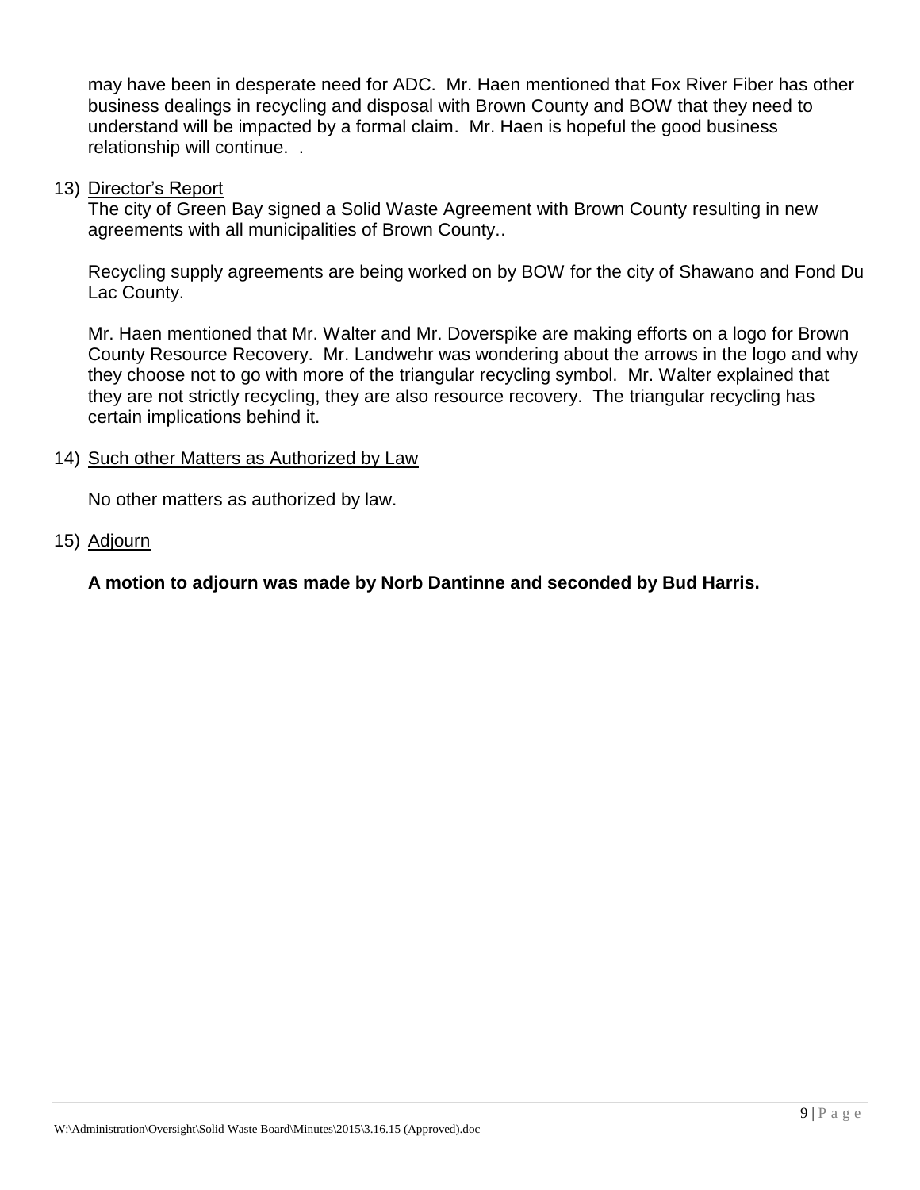may have been in desperate need for ADC. Mr. Haen mentioned that Fox River Fiber has other business dealings in recycling and disposal with Brown County and BOW that they need to understand will be impacted by a formal claim. Mr. Haen is hopeful the good business relationship will continue. .

13) Director's Report

The city of Green Bay signed a Solid Waste Agreement with Brown County resulting in new agreements with all municipalities of Brown County..

Recycling supply agreements are being worked on by BOW for the city of Shawano and Fond Du Lac County.

Mr. Haen mentioned that Mr. Walter and Mr. Doverspike are making efforts on a logo for Brown County Resource Recovery. Mr. Landwehr was wondering about the arrows in the logo and why they choose not to go with more of the triangular recycling symbol. Mr. Walter explained that they are not strictly recycling, they are also resource recovery. The triangular recycling has certain implications behind it.

14) Such other Matters as Authorized by Law

No other matters as authorized by law.

15) Adjourn

**A motion to adjourn was made by Norb Dantinne and seconded by Bud Harris.**

W:\Administration\Oversight\Solid Waste Board\Minutes\2015\3.16.15 (Approved).doc